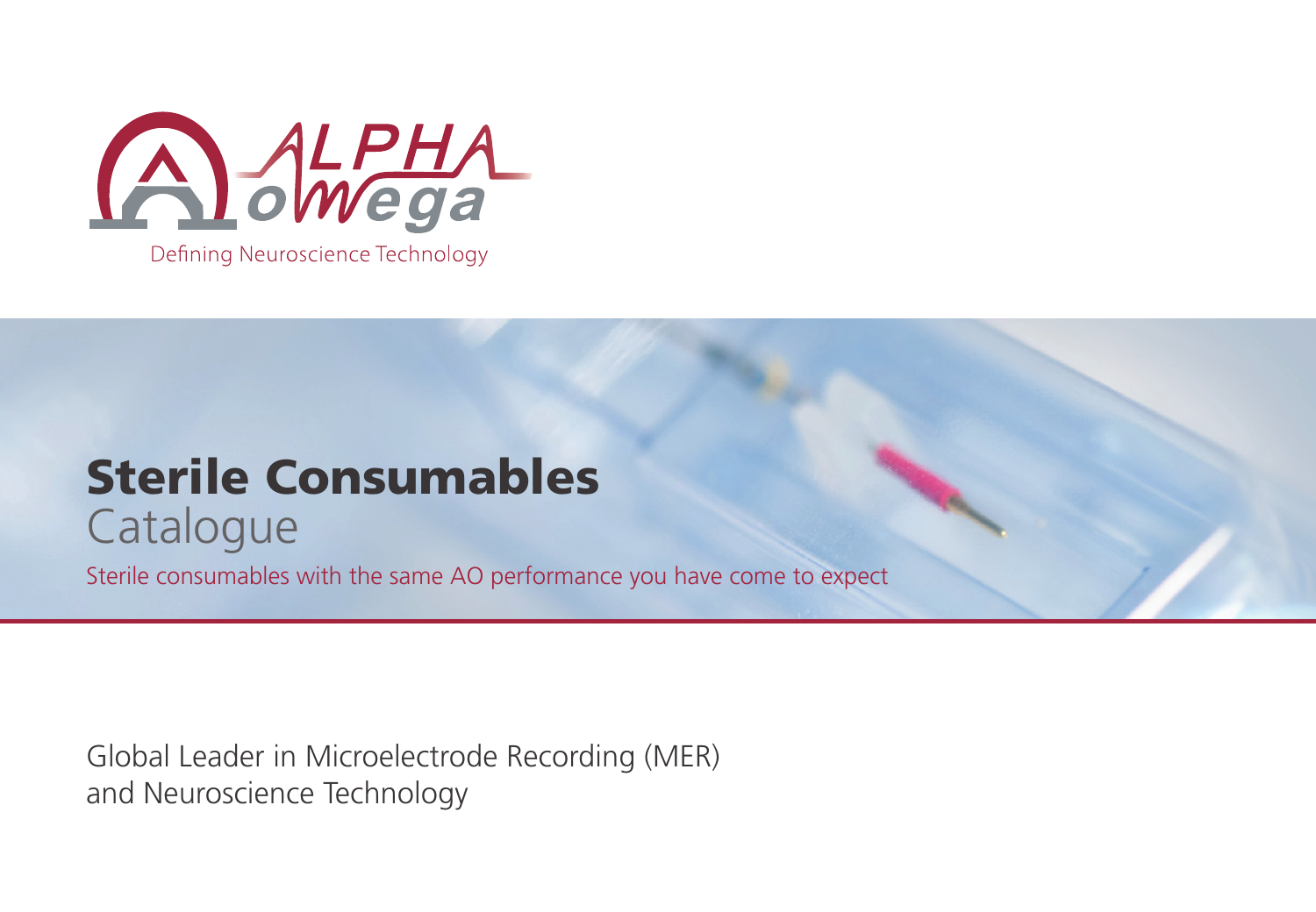ALPHA omega

Defining Neuroscience Technology

# Sterile Consumables
## Catalogue

Sterile consumables with the same AO performance you have come to expect

Global Leader in Microelectrode Recording (MER) and Neuroscience Technology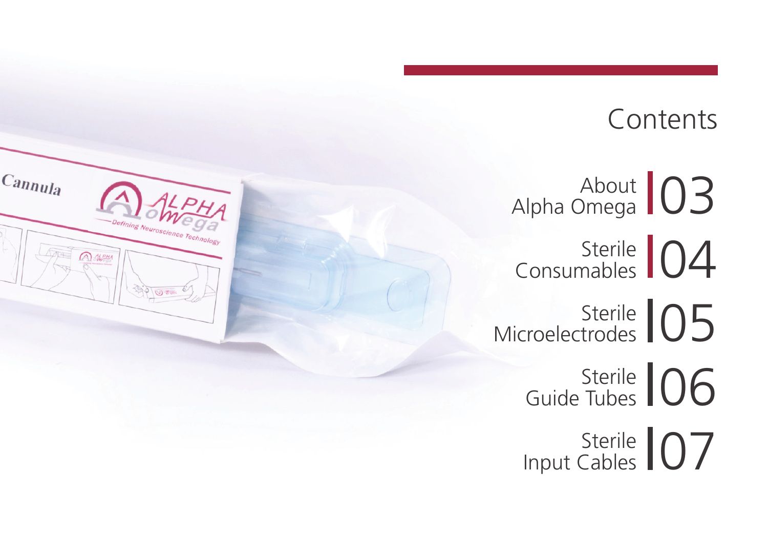# Contents

- About Alpha Omega — 03
- Sterile Consumables — 04
- Sterile Microelectrodes — 05
- Sterile Guide Tubes — 06
- Sterile Input Cables — 07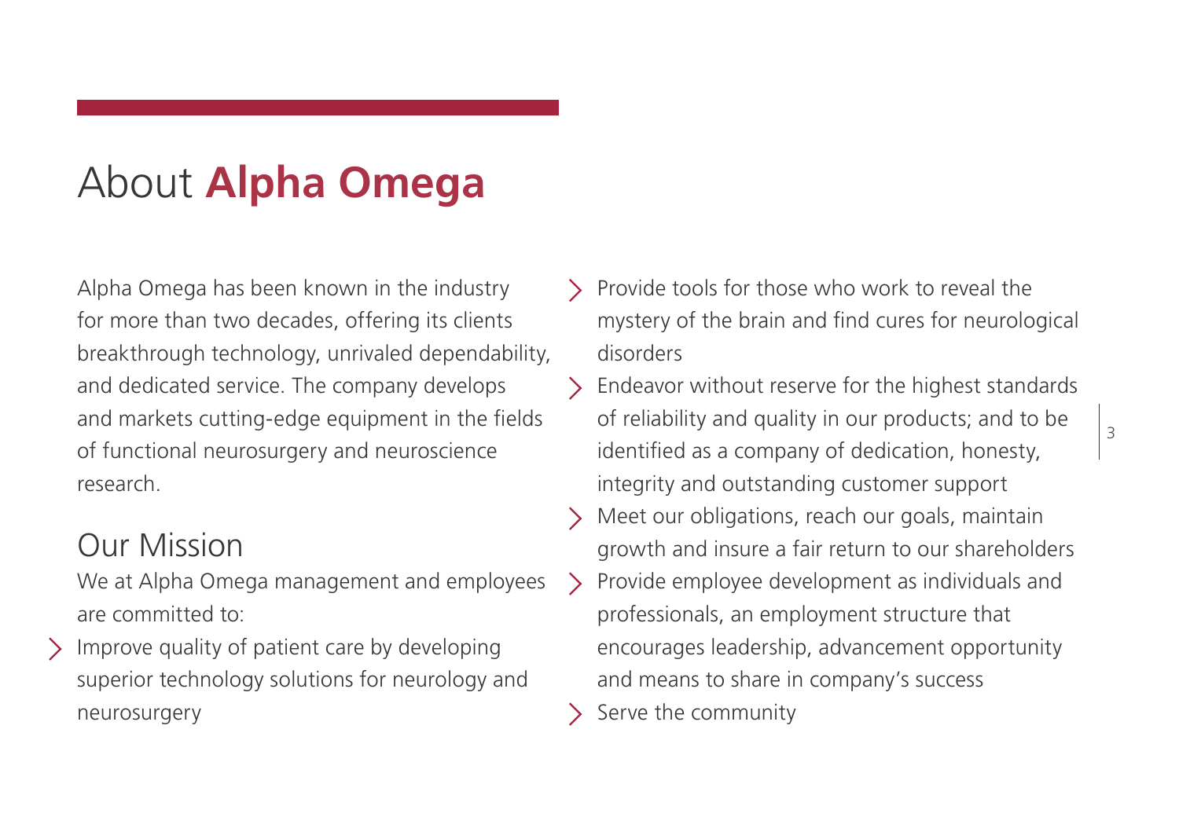# About **Alpha Omega**

Alpha Omega has been known in the industry for more than two decades, offering its clients breakthrough technology, unrivaled dependability, and dedicated service. The company develops and markets cutting-edge equipment in the fields of functional neurosurgery and neuroscience research.

## Our Mission

We at Alpha Omega management and employees are committed to:

- Improve quality of patient care by developing superior technology solutions for neurology and neurosurgery
- Provide tools for those who work to reveal the mystery of the brain and find cures for neurological disorders
- Endeavor without reserve for the highest standards of reliability and quality in our products; and to be identified as a company of dedication, honesty, integrity and outstanding customer support
- Meet our obligations, reach our goals, maintain growth and insure a fair return to our shareholders
- Provide employee development as individuals and professionals, an employment structure that encourages leadership, advancement opportunity and means to share in company's success
- Serve the community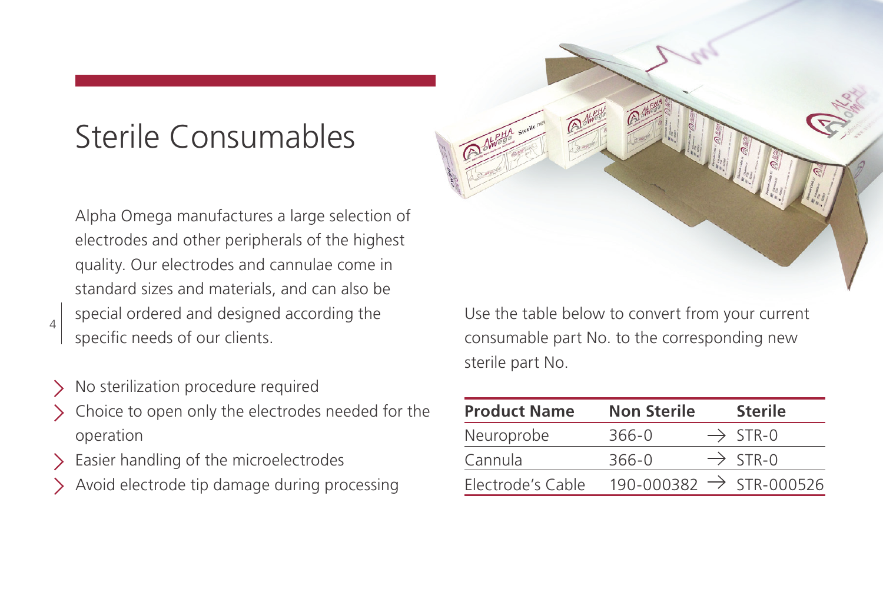# Sterile Consumables

Alpha Omega manufactures a large selection of electrodes and other peripherals of the highest quality. Our electrodes and cannulae come in standard sizes and materials, and can also be special ordered and designed according the specific needs of our clients.

- No sterilization procedure required
- Choice to open only the electrodes needed for the operation
- Easier handling of the microelectrodes
- Avoid electrode tip damage during processing

Use the table below to convert from your current consumable part No. to the corresponding new sterile part No.

| Product Name | Non Sterile | Sterile |
|---|---|---|
| Neuroprobe | 366-0 | → STR-0 |
| Cannula | 366-0 | → STR-0 |
| Electrode's Cable | 190-000382 | → STR-000526 |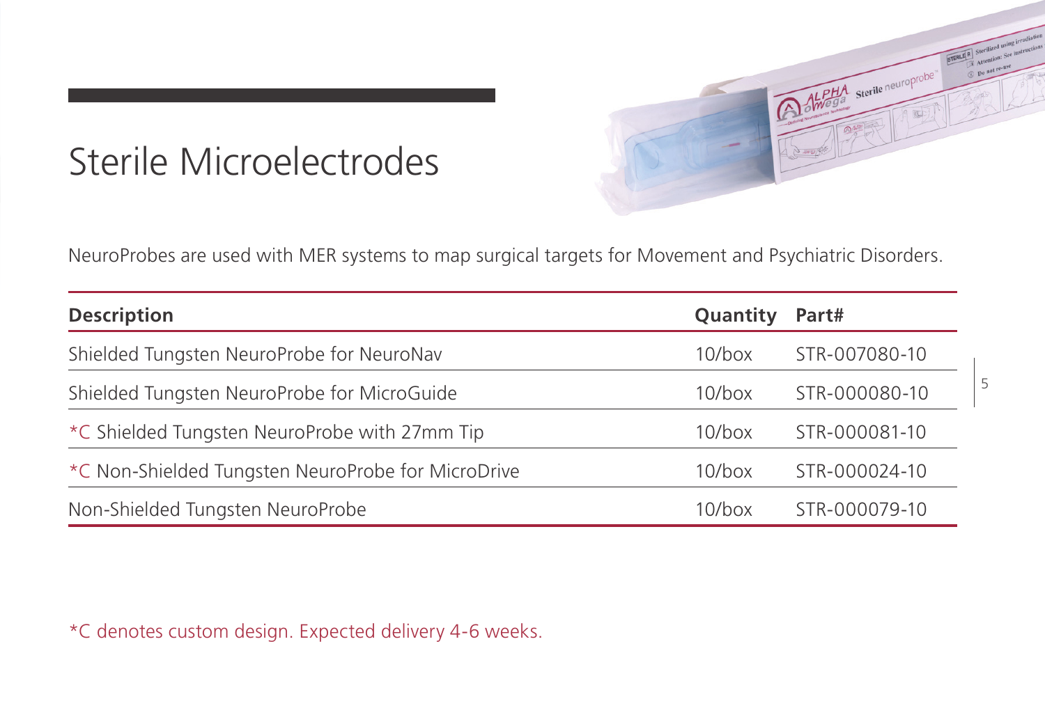# Sterile Microelectrodes

NeuroProbes are used with MER systems to map surgical targets for Movement and Psychiatric Disorders.

| Description | Quantity | Part# |
|---|---|---|
| Shielded Tungsten NeuroProbe for NeuroNav | 10/box | STR-007080-10 |
| Shielded Tungsten NeuroProbe for MicroGuide | 10/box | STR-000080-10 |
| *C Shielded Tungsten NeuroProbe with 27mm Tip | 10/box | STR-000081-10 |
| *C Non-Shielded Tungsten NeuroProbe for MicroDrive | 10/box | STR-000024-10 |
| Non-Shielded Tungsten NeuroProbe | 10/box | STR-000079-10 |

*C denotes custom design. Expected delivery 4-6 weeks.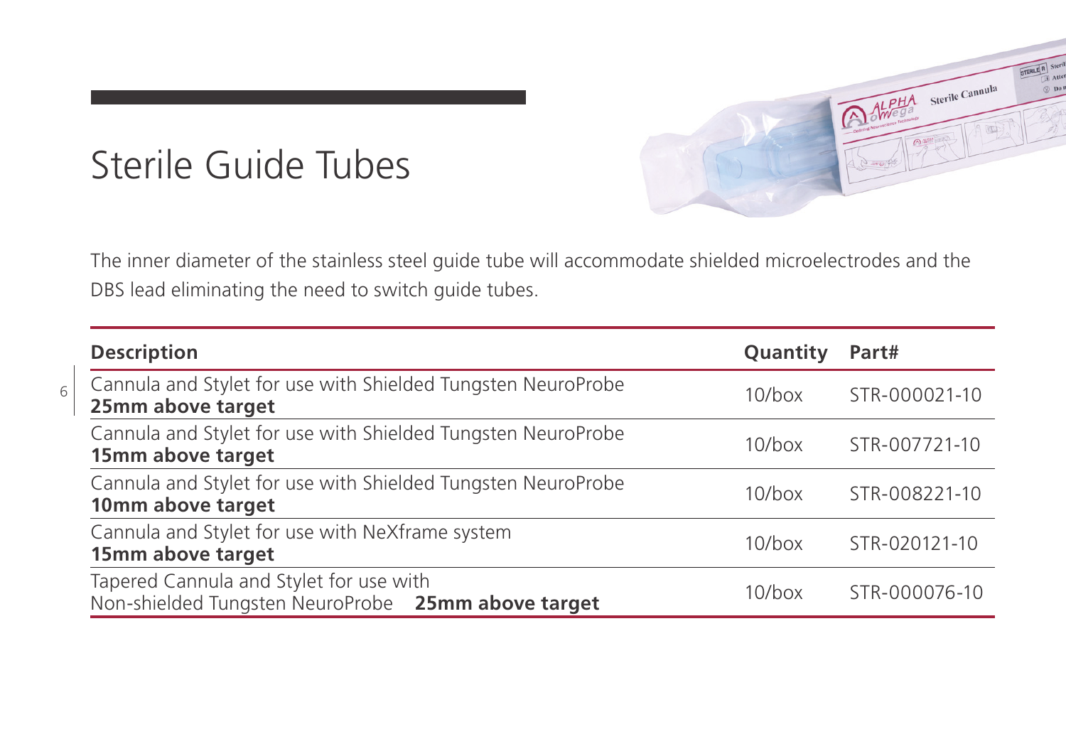# Sterile Guide Tubes

The inner diameter of the stainless steel guide tube will accommodate shielded microelectrodes and the DBS lead eliminating the need to switch guide tubes.

| Description | Quantity | Part# |
| --- | --- | --- |
| Cannula and Stylet for use with Shielded Tungsten NeuroProbe **25mm above target** | 10/box | STR-000021-10 |
| Cannula and Stylet for use with Shielded Tungsten NeuroProbe **15mm above target** | 10/box | STR-007721-10 |
| Cannula and Stylet for use with Shielded Tungsten NeuroProbe **10mm above target** | 10/box | STR-008221-10 |
| Cannula and Stylet for use with NeXframe system **15mm above target** | 10/box | STR-020121-10 |
| Tapered Cannula and Stylet for use with Non-shielded Tungsten NeuroProbe **25mm above target** | 10/box | STR-000076-10 |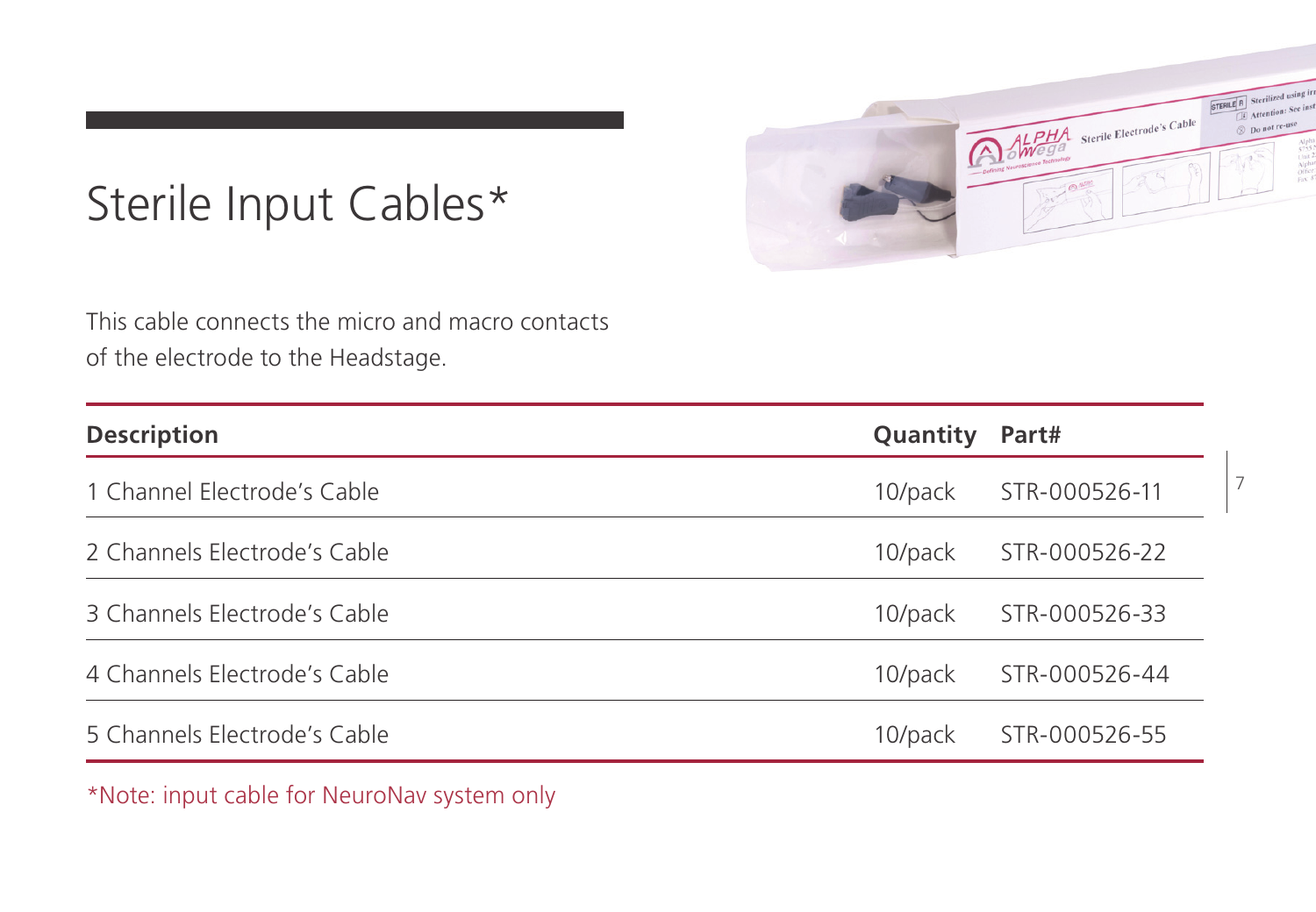# Sterile Input Cables*

This cable connects the micro and macro contacts of the electrode to the Headstage.

| Description | Quantity | Part# |
|---|---|---|
| 1 Channel Electrode's Cable | 10/pack | STR-000526-11 |
| 2 Channels Electrode's Cable | 10/pack | STR-000526-22 |
| 3 Channels Electrode's Cable | 10/pack | STR-000526-33 |
| 4 Channels Electrode's Cable | 10/pack | STR-000526-44 |
| 5 Channels Electrode's Cable | 10/pack | STR-000526-55 |

*Note: input cable for NeuroNav system only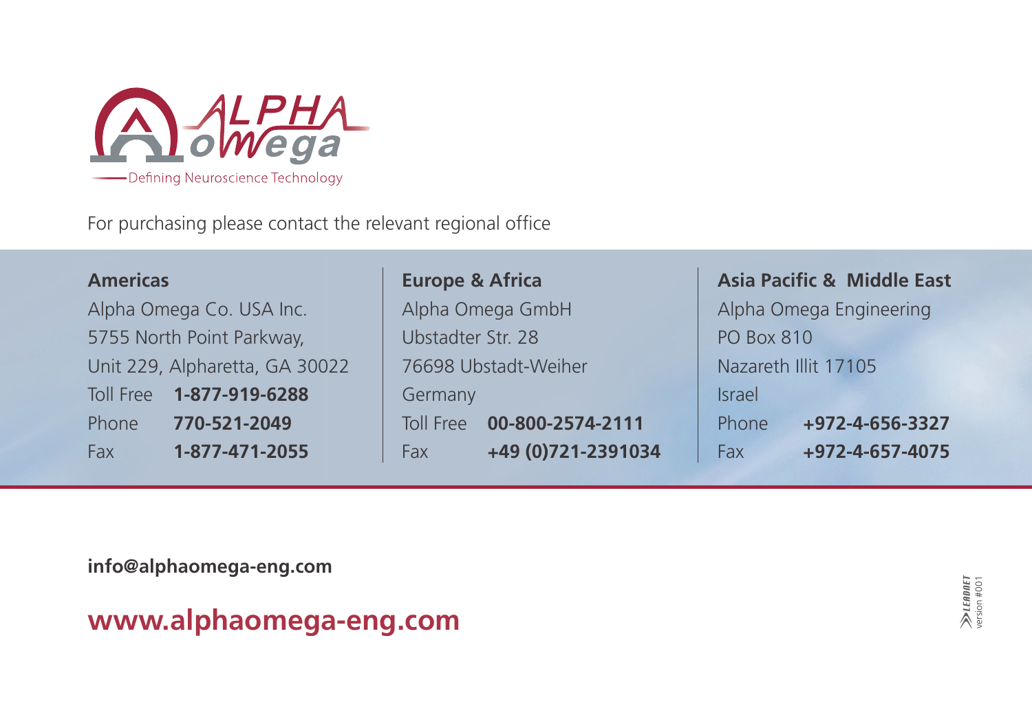ALPHA omega

Defining Neuroscience Technology

For purchasing please contact the relevant regional office

**Americas**

Alpha Omega Co. USA Inc.
5755 North Point Parkway,
Unit 229, Alpharetta, GA 30022

| | |
|---|---|
| Toll Free | **1-877-919-6288** |
| Phone | **770-521-2049** |
| Fax | **1-877-471-2055** |

**Europe & Africa**

Alpha Omega GmbH
Ubstadter Str. 28
76698 Ubstadt-Weiher
Germany

| | |
|---|---|
| Toll Free | **00-800-2574-2111** |
| Fax | **+49 (0)721-2391034** |

**Asia Pacific & Middle East**

Alpha Omega Engineering
PO Box 810
Nazareth Illit 17105
Israel

| | |
|---|---|
| Phone | **+972-4-656-3327** |
| Fax | **+972-4-657-4075** |

**info@alphaomega-eng.com**

**www.alphaomega-eng.com**

LEADNET version #001